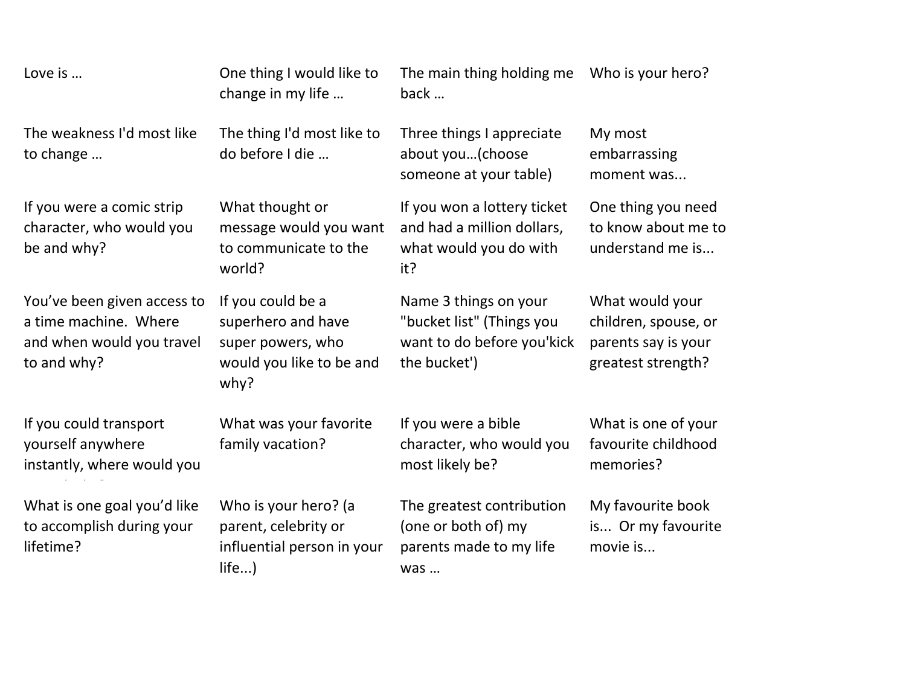Love is …

One thing I would like to change in my life …

The main thing holding me back …

Who is your hero?

The weakness I'd most like to change …

The thing I'd most like to do before I die …

Three things I appreciate about you…(choose someone at your table)

My most embarrassing moment was...

If you were a comic strip character, who would you be and why?

What thought or message would you want to communicate to the world?

If you won a lottery ticket and had a million dollars, what would you do with it?

One thing you need to know about me to understand me is...

You've been given access to a time machine. Where and when would you travel to and why?

If you could be a superhero and have super powers, who would you like to be and why?

Name 3 things on your "bucket list" (Things you want to do before you'kick the bucket')

What would your children, spouse, or parents say is your greatest strength?

If you could transport yourself anywhere instantly, where would you

What was your favorite family vacation?

If you were a bible character, who would you most likely be?

What is one of your favourite childhood memories?

What is one goal you'd like to accomplish during your lifetime?

Who is your hero? (a parent, celebrity or influential person in your life...)

The greatest contribution (one or both of) my parents made to my life was …

My favourite book is... Or my favourite movie is...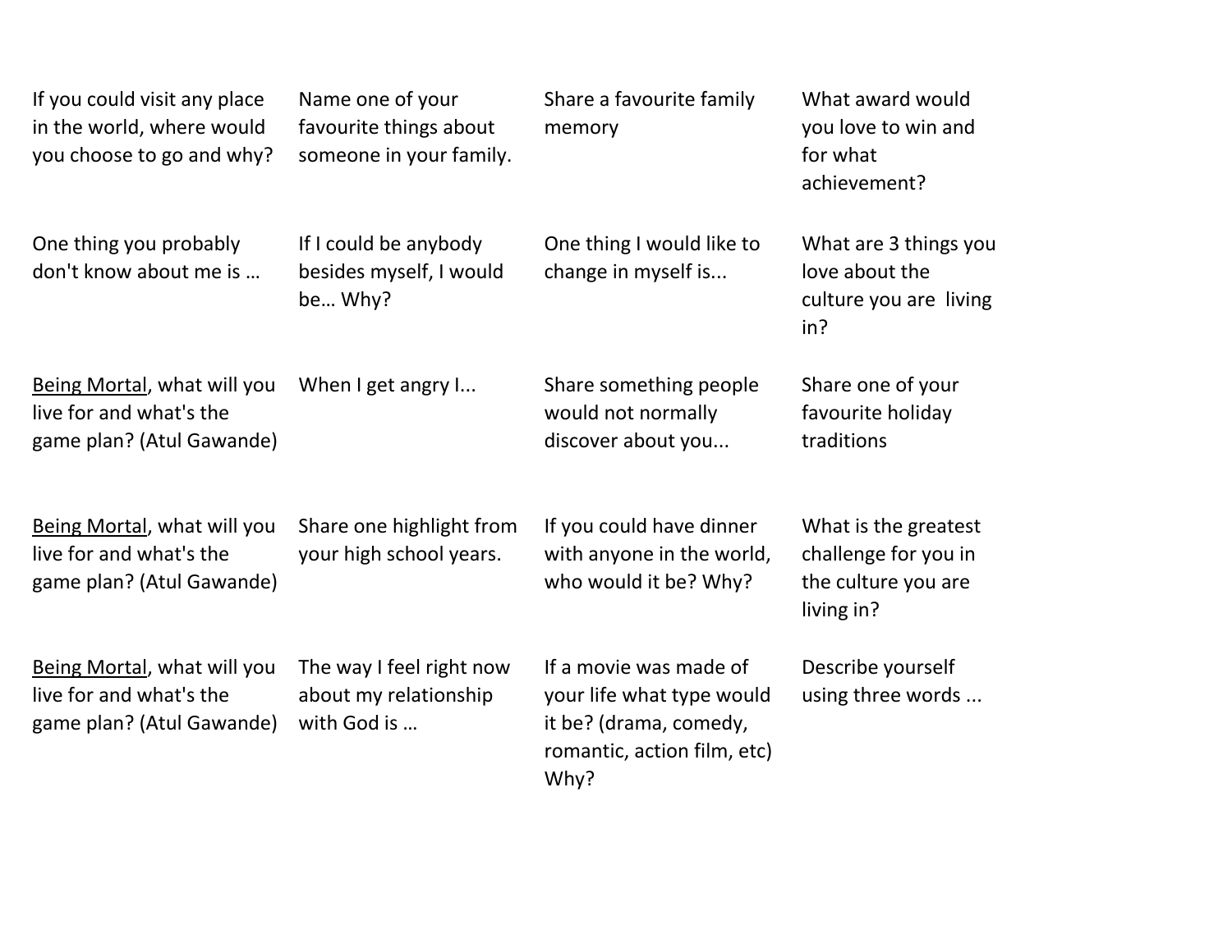| | | | |
|---|---|---|---|
| If you could visit any place in the world, where would you choose to go and why? | Name one of your favourite things about someone in your family. | Share a favourite family memory | What award would you love to win and for what achievement? |
| One thing you probably don't know about me is … | If I could be anybody besides myself, I would be… Why? | One thing I would like to change in myself is... | What are 3 things you love about the culture you are living in? |
| <u>Being Mortal</u>, what will you live for and what's the game plan? (Atul Gawande) | When I get angry I... | Share something people would not normally discover about you... | Share one of your favourite holiday traditions |
| <u>Being Mortal</u>, what will you live for and what's the game plan? (Atul Gawande) | Share one highlight from your high school years. | If you could have dinner with anyone in the world, who would it be? Why? | What is the greatest challenge for you in the culture you are living in? |
| <u>Being Mortal</u>, what will you live for and what's the game plan? (Atul Gawande) | The way I feel right now about my relationship with God is … | If a movie was made of your life what type would it be? (drama, comedy, romantic, action film, etc) Why? | Describe yourself using three words ... |